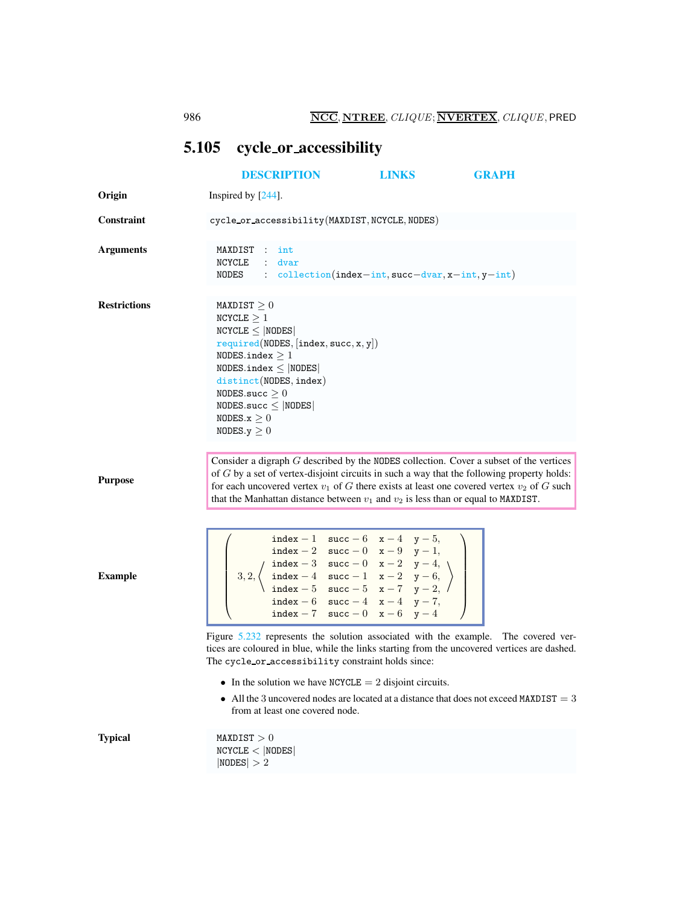## 5.105 cycle_or_accessibility

DESCRIPTION LINKS GRAPH

**Origin**

Inspired by [244].

**Constraint**

`cycle_or_accessibility(MAXDIST, NCYCLE, NODES)`

**Arguments**

```
MAXDIST : int
NCYCLE  : dvar
NODES   : collection(index-int, succ-dvar, x-int, y-int)
```

**Restrictions**

$\texttt{MAXDIST} \geq 0$
$\texttt{NCYCLE} \geq 1$
$\texttt{NCYCLE} \leq |\texttt{NODES}|$
required(NODES, [index, succ, x, y])
$\texttt{NODES.index} \geq 1$
$\texttt{NODES.index} \leq |\texttt{NODES}|$
distinct(NODES, index)
$\texttt{NODES.succ} \geq 0$
$\texttt{NODES.succ} \leq |\texttt{NODES}|$
$\texttt{NODES.x} \geq 0$
$\texttt{NODES.y} \geq 0$

**Purpose**

Consider a digraph $G$ described by the NODES collection. Cover a subset of the vertices of $G$ by a set of vertex-disjoint circuits in such a way that the following property holds: for each uncovered vertex $v_1$ of $G$ there exists at least one covered vertex $v_2$ of $G$ such that the Manhattan distance between $v_1$ and $v_2$ is less than or equal to MAXDIST.

**Example**

$$
\left(
3, 2, \left\langle
\begin{array}{llll}
\texttt{index}-1 & \texttt{succ}-6 & \texttt{x}-4 & \texttt{y}-5, \\
\texttt{index}-2 & \texttt{succ}-0 & \texttt{x}-9 & \texttt{y}-1, \\
\texttt{index}-3 & \texttt{succ}-0 & \texttt{x}-2 & \texttt{y}-4, \\
\texttt{index}-4 & \texttt{succ}-1 & \texttt{x}-2 & \texttt{y}-6, \\
\texttt{index}-5 & \texttt{succ}-5 & \texttt{x}-7 & \texttt{y}-2, \\
\texttt{index}-6 & \texttt{succ}-4 & \texttt{x}-4 & \texttt{y}-7, \\
\texttt{index}-7 & \texttt{succ}-0 & \texttt{x}-6 & \texttt{y}-4
\end{array}
\right\rangle
\right)
$$

Figure 5.232 represents the solution associated with the example. The covered vertices are coloured in blue, while the links starting from the uncovered vertices are dashed. The `cycle_or_accessibility` constraint holds since:

- In the solution we have $\texttt{NCYCLE} = 2$ disjoint circuits.
- All the 3 uncovered nodes are located at a distance that does not exceed $\texttt{MAXDIST} = 3$ from at least one covered node.

**Typical**

$\texttt{MAXDIST} > 0$
$\texttt{NCYCLE} < |\texttt{NODES}|$
$|\texttt{NODES}| > 2$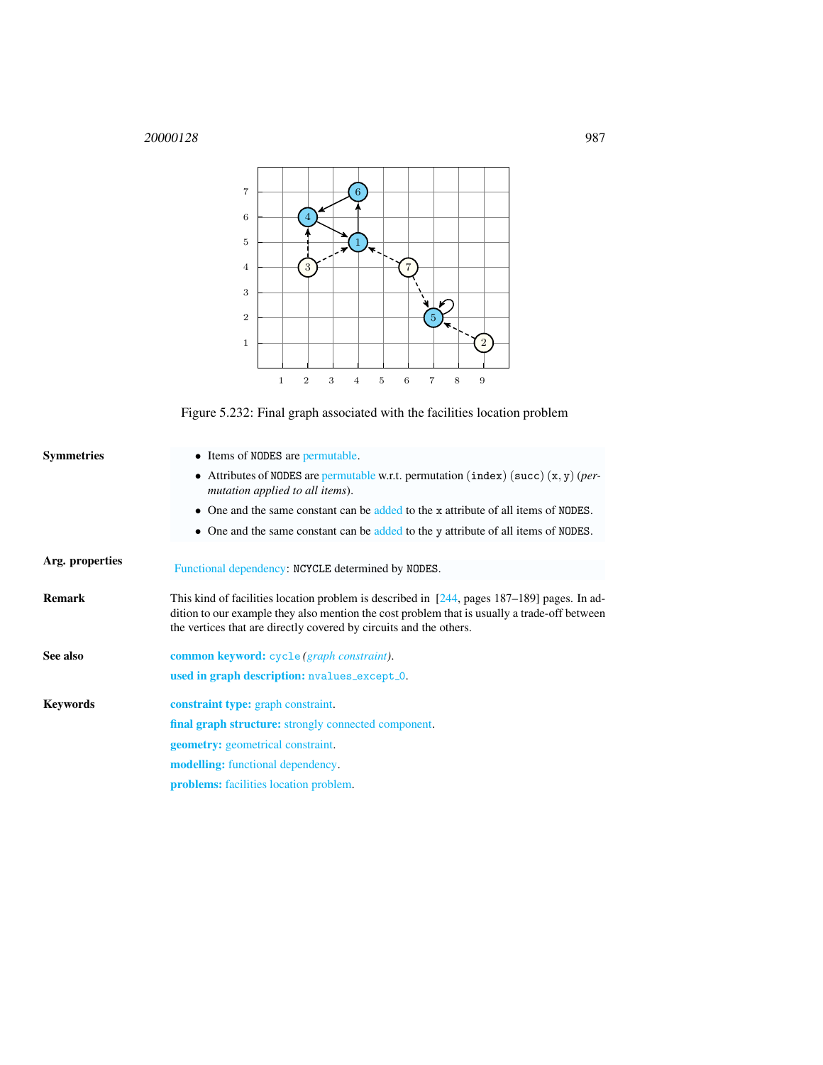Figure 5.232: Final graph associated with the facilities location problem

**Symmetries**

- Items of NODES are permutable.
- Attributes of NODES are permutable w.r.t. permutation (index) (succ) (x, y) (*permutation applied to all items*).
- One and the same constant can be added to the x attribute of all items of NODES.
- One and the same constant can be added to the y attribute of all items of NODES.

**Arg. properties**

Functional dependency: NCYCLE determined by NODES.

**Remark**

This kind of facilities location problem is described in [244, pages 187–189] pages. In addition to our example they also mention the cost problem that is usually a trade-off between the vertices that are directly covered by circuits and the others.

**See also**

**common keyword:** cycle (*graph constraint*).

**used in graph description:** nvalues_except_0.

**Keywords**

**constraint type:** graph constraint.

**final graph structure:** strongly connected component.

**geometry:** geometrical constraint.

**modelling:** functional dependency.

**problems:** facilities location problem.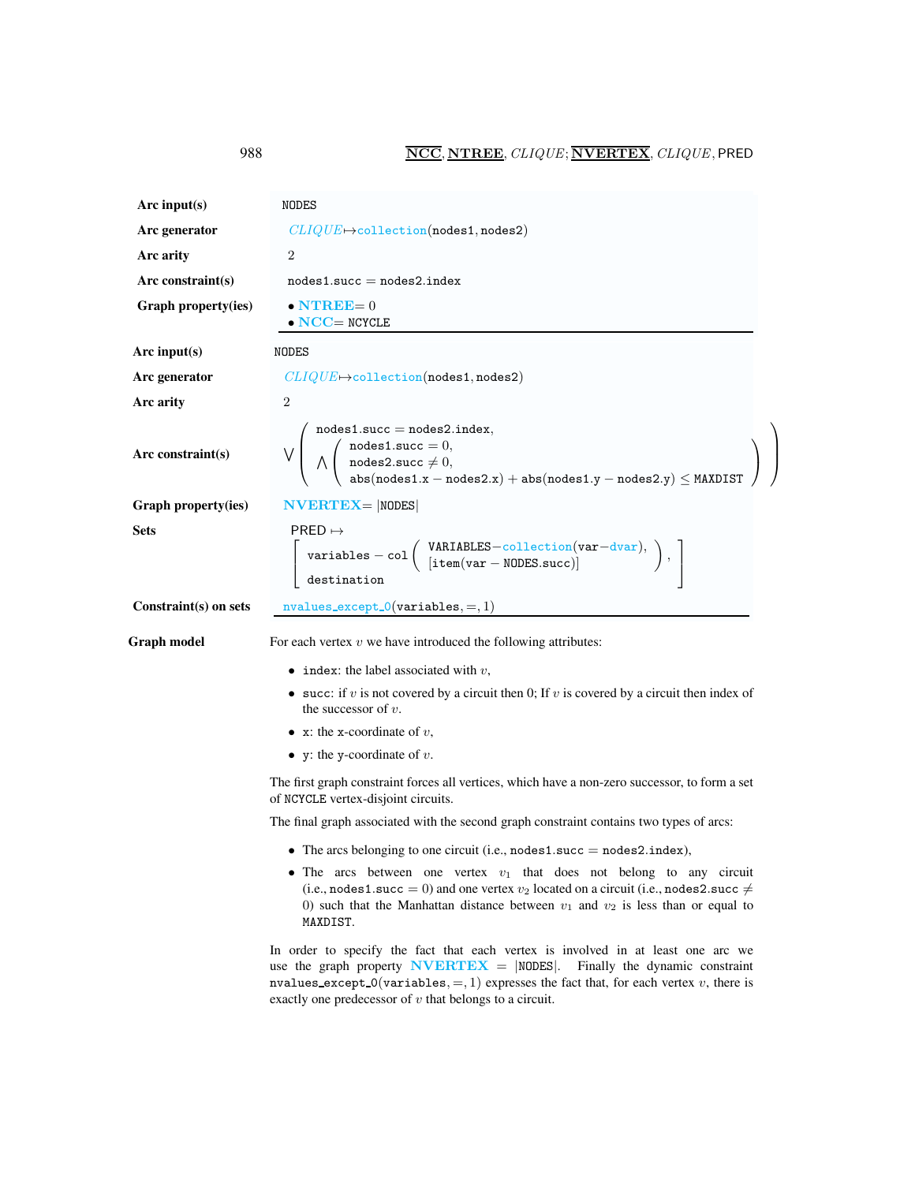| | |
|---|---|
| **Arc input(s)** | NODES |
| **Arc generator** | $CLIQUE \mapsto$ collection(nodes1, nodes2) |
| **Arc arity** | 2 |
| **Arc constraint(s)** | nodes1.succ = nodes2.index |
| **Graph property(ies)** | • **NTREE**= 0<br>• **NCC**= NCYCLE |

| | |
|---|---|
| **Arc input(s)** | NODES |
| **Arc generator** | $CLIQUE \mapsto$ collection(nodes1, nodes2) |
| **Arc arity** | 2 |
| **Arc constraint(s)** | $\bigvee \left( \begin{array}{l} \texttt{nodes1.succ} = \texttt{nodes2.index}, \\ \bigwedge \left( \begin{array}{l} \texttt{nodes1.succ} = 0, \\ \texttt{nodes2.succ} \neq 0, \\ \texttt{abs(nodes1.x} - \texttt{nodes2.x)} + \texttt{abs(nodes1.y} - \texttt{nodes2.y)} \leq \texttt{MAXDIST} \end{array} \right) \end{array} \right)$ |
| **Graph property(ies)** | **NVERTEX**= \|NODES\| |
| **Sets** | PRED $\mapsto$ $\left[ \begin{array}{l} \texttt{variables} - \texttt{col} \left( \begin{array}{l} \texttt{VARIABLES}-\texttt{collection(var}-\texttt{dvar)}, \\ \texttt{[item(var} - \texttt{NODES.succ)]} \end{array} \right), \\ \texttt{destination} \end{array} \right]$ |
| **Constraint(s) on sets** | nvalues_except_0(variables, =, 1) |

**Graph model**

For each vertex $v$ we have introduced the following attributes:

- index: the label associated with $v$,
- succ: if $v$ is not covered by a circuit then 0; If $v$ is covered by a circuit then index of the successor of $v$.
- x: the x-coordinate of $v$,
- y: the y-coordinate of $v$.

The first graph constraint forces all vertices, which have a non-zero successor, to form a set of NCYCLE vertex-disjoint circuits.

The final graph associated with the second graph constraint contains two types of arcs:

- The arcs belonging to one circuit (i.e., nodes1.succ = nodes2.index),
- The arcs between one vertex $v_1$ that does not belong to any circuit (i.e., nodes1.succ = 0) and one vertex $v_2$ located on a circuit (i.e., nodes2.succ $\neq$ 0) such that the Manhattan distance between $v_1$ and $v_2$ is less than or equal to MAXDIST.

In order to specify the fact that each vertex is involved in at least one arc we use the graph property **NVERTEX** = |NODES|. Finally the dynamic constraint nvalues_except_0(variables, =, 1) expresses the fact that, for each vertex $v$, there is exactly one predecessor of $v$ that belongs to a circuit.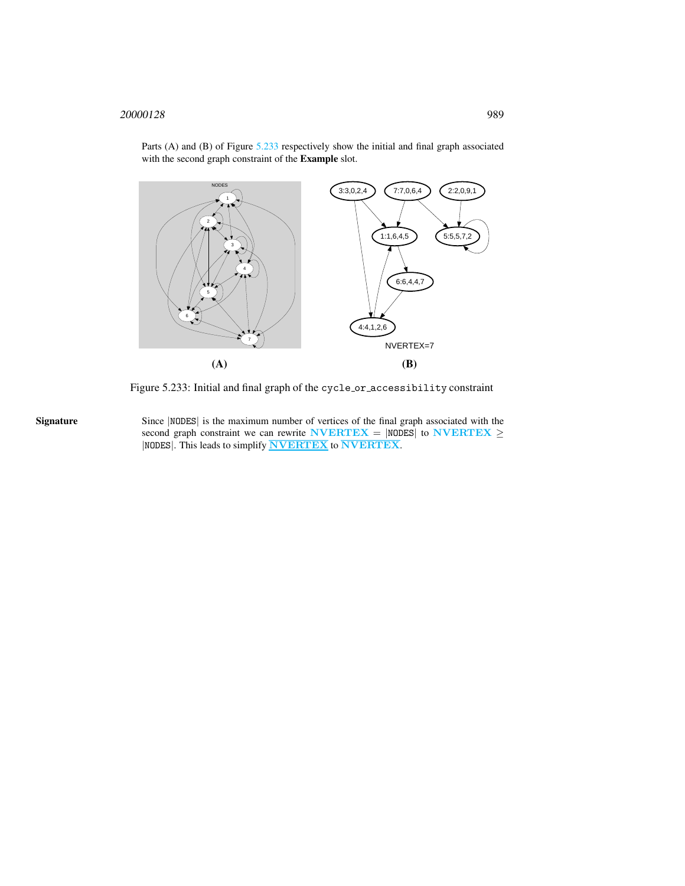Parts (A) and (B) of Figure 5.233 respectively show the initial and final graph associated with the second graph constraint of the **Example** slot.

NODES

1
2
3
4
5
6
7

(A)

3:3,0,2,4
7:7,0,6,4
2:2,0,9,1
1:1,6,4,5
5:5,5,7,2
6:6,4,4,7
4:4,1,2,6

NVERTEX=7

(B)

Figure 5.233: Initial and final graph of the `cycle_or_accessibility` constraint

**Signature**

Since |NODES| is the maximum number of vertices of the final graph associated with the second graph constraint we can rewrite **NVERTEX** = |NODES| to **NVERTEX** $\geq$ |NODES|. This leads to simplify $\underline{\overline{\textbf{NVERTEX}}}$ to $\overline{\textbf{NVERTEX}}$.